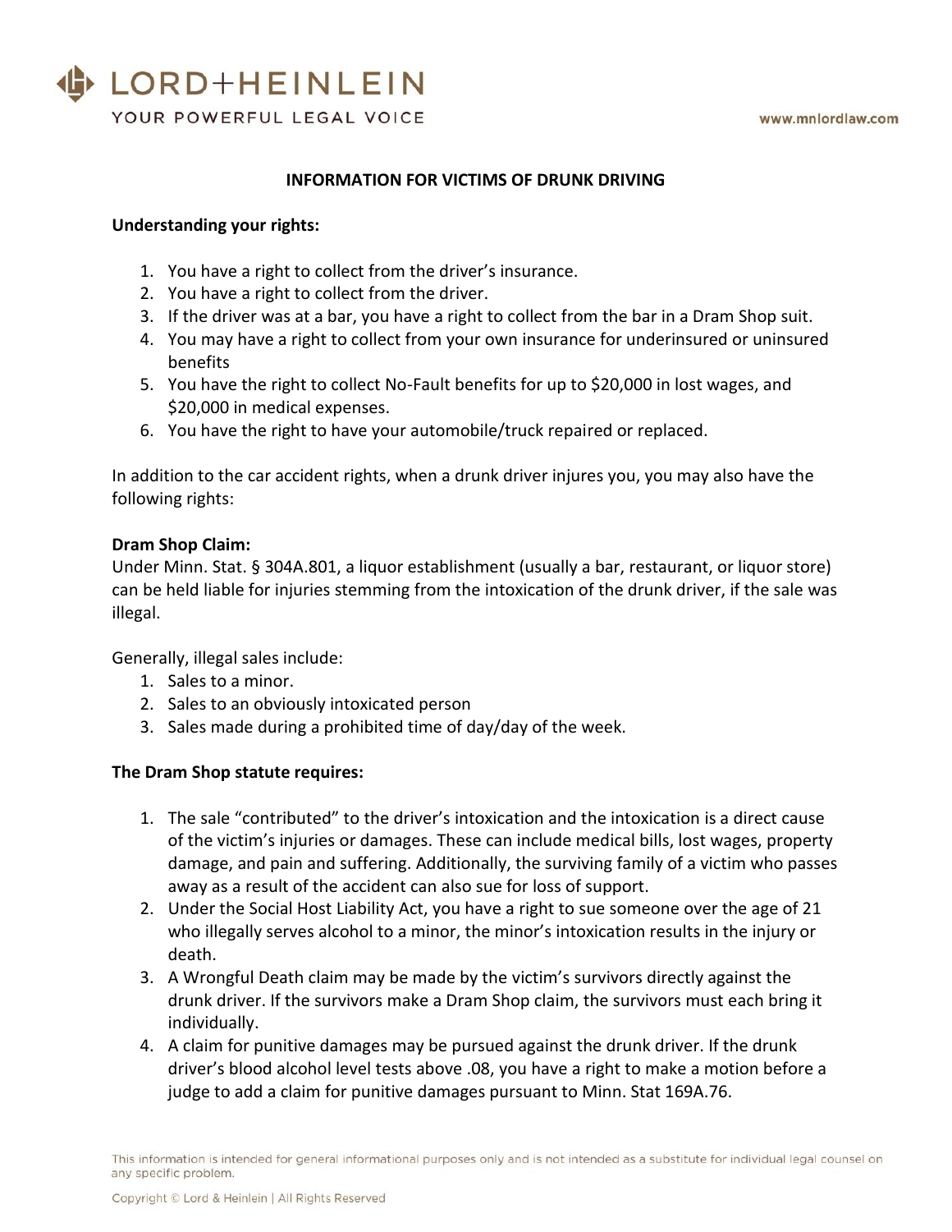LORD+HEINLEIN

YOUR POWERFUL LEGAL VOICE

www.mnlordlaw.com

## INFORMATION FOR VICTIMS OF DRUNK DRIVING

**Understanding your rights:**

1. You have a right to collect from the driver's insurance.
2. You have a right to collect from the driver.
3. If the driver was at a bar, you have a right to collect from the bar in a Dram Shop suit.
4. You may have a right to collect from your own insurance for underinsured or uninsured benefits
5. You have the right to collect No-Fault benefits for up to $20,000 in lost wages, and $20,000 in medical expenses.
6. You have the right to have your automobile/truck repaired or replaced.

In addition to the car accident rights, when a drunk driver injures you, you may also have the following rights:

**Dram Shop Claim:**
Under Minn. Stat. § 304A.801, a liquor establishment (usually a bar, restaurant, or liquor store) can be held liable for injuries stemming from the intoxication of the drunk driver, if the sale was illegal.

Generally, illegal sales include:

1. Sales to a minor.
2. Sales to an obviously intoxicated person
3. Sales made during a prohibited time of day/day of the week.

**The Dram Shop statute requires:**

1. The sale "contributed" to the driver's intoxication and the intoxication is a direct cause of the victim's injuries or damages. These can include medical bills, lost wages, property damage, and pain and suffering. Additionally, the surviving family of a victim who passes away as a result of the accident can also sue for loss of support.
2. Under the Social Host Liability Act, you have a right to sue someone over the age of 21 who illegally serves alcohol to a minor, the minor's intoxication results in the injury or death.
3. A Wrongful Death claim may be made by the victim's survivors directly against the drunk driver. If the survivors make a Dram Shop claim, the survivors must each bring it individually.
4. A claim for punitive damages may be pursued against the drunk driver. If the drunk driver's blood alcohol level tests above .08, you have a right to make a motion before a judge to add a claim for punitive damages pursuant to Minn. Stat 169A.76.

This information is intended for general informational purposes only and is not intended as a substitute for individual legal counsel on any specific problem.

Copyright © Lord & Heinlein | All Rights Reserved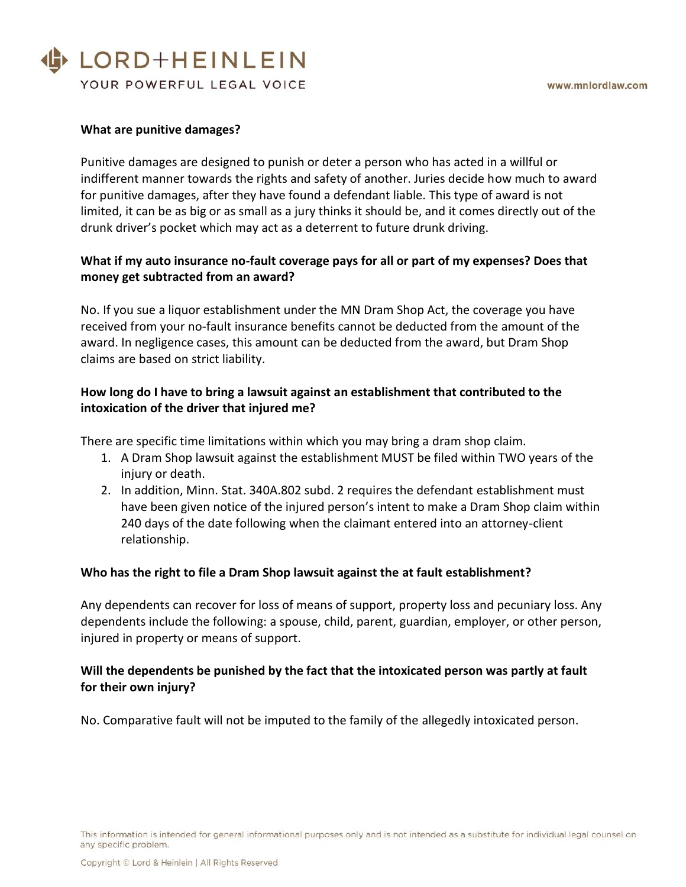**What are punitive damages?**

Punitive damages are designed to punish or deter a person who has acted in a willful or indifferent manner towards the rights and safety of another. Juries decide how much to award for punitive damages, after they have found a defendant liable. This type of award is not limited, it can be as big or as small as a jury thinks it should be, and it comes directly out of the drunk driver's pocket which may act as a deterrent to future drunk driving.

**What if my auto insurance no-fault coverage pays for all or part of my expenses? Does that money get subtracted from an award?**

No. If you sue a liquor establishment under the MN Dram Shop Act, the coverage you have received from your no-fault insurance benefits cannot be deducted from the amount of the award. In negligence cases, this amount can be deducted from the award, but Dram Shop claims are based on strict liability.

**How long do I have to bring a lawsuit against an establishment that contributed to the intoxication of the driver that injured me?**

There are specific time limitations within which you may bring a dram shop claim.

1. A Dram Shop lawsuit against the establishment MUST be filed within TWO years of the injury or death.
2. In addition, Minn. Stat. 340A.802 subd. 2 requires the defendant establishment must have been given notice of the injured person's intent to make a Dram Shop claim within 240 days of the date following when the claimant entered into an attorney-client relationship.

**Who has the right to file a Dram Shop lawsuit against the at fault establishment?**

Any dependents can recover for loss of means of support, property loss and pecuniary loss. Any dependents include the following: a spouse, child, parent, guardian, employer, or other person, injured in property or means of support.

**Will the dependents be punished by the fact that the intoxicated person was partly at fault for their own injury?**

No. Comparative fault will not be imputed to the family of the allegedly intoxicated person.

This information is intended for general informational purposes only and is not intended as a substitute for individual legal counsel on any specific problem.

Copyright © Lord & Heinlein | All Rights Reserved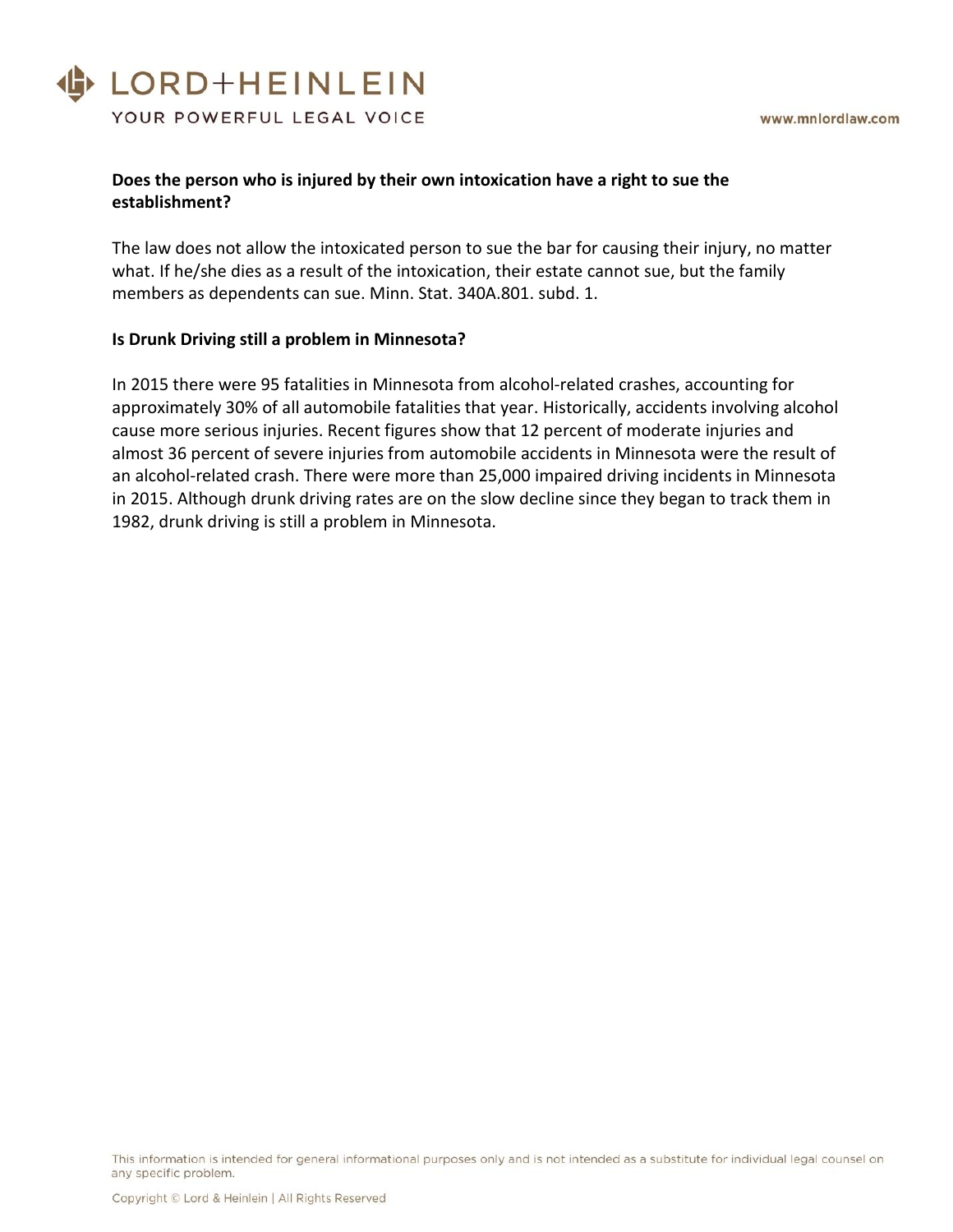**Does the person who is injured by their own intoxication have a right to sue the establishment?**

The law does not allow the intoxicated person to sue the bar for causing their injury, no matter what. If he/she dies as a result of the intoxication, their estate cannot sue, but the family members as dependents can sue. Minn. Stat. 340A.801. subd. 1.

**Is Drunk Driving still a problem in Minnesota?**

In 2015 there were 95 fatalities in Minnesota from alcohol-related crashes, accounting for approximately 30% of all automobile fatalities that year. Historically, accidents involving alcohol cause more serious injuries. Recent figures show that 12 percent of moderate injuries and almost 36 percent of severe injuries from automobile accidents in Minnesota were the result of an alcohol-related crash. There were more than 25,000 impaired driving incidents in Minnesota in 2015. Although drunk driving rates are on the slow decline since they began to track them in 1982, drunk driving is still a problem in Minnesota.